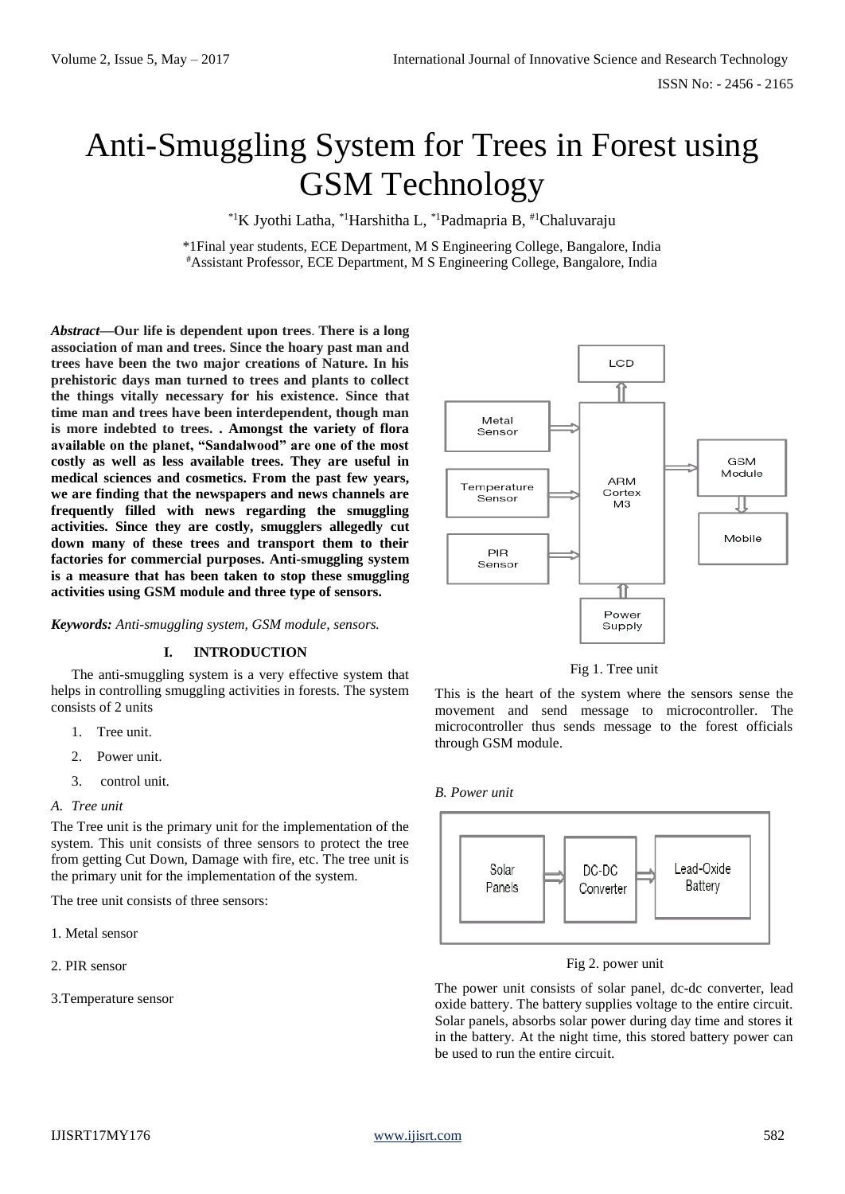# Anti-Smuggling System for Trees in Forest using GSM Technology

[*1]K Jyothi Latha, [*1]Harshitha L, [*1]Padmapria B, [#1]Chaluvaraju

*1Final year students, ECE Department, M S Engineering College, Bangalore, India
[#]Assistant Professor, ECE Department, M S Engineering College, Bangalore, India

***Abstract*—Our life is dependent upon trees. There is a long association of man and trees. Since the hoary past man and trees have been the two major creations of Nature. In his prehistoric days man turned to trees and plants to collect the things vitally necessary for his existence. Since that time man and trees have been interdependent, though man is more indebted to trees. . Amongst the variety of flora available on the planet, "Sandalwood" are one of the most costly as well as less available trees. They are useful in medical sciences and cosmetics. From the past few years, we are finding that the newspapers and news channels are frequently filled with news regarding the smuggling activities. Since they are costly, smugglers allegedly cut down many of these trees and transport them to their factories for commercial purposes. Anti-smuggling system is a measure that has been taken to stop these smuggling activities using GSM module and three type of sensors.**

***Keywords:*** *Anti-smuggling system, GSM module, sensors.*

## I. INTRODUCTION

The anti-smuggling system is a very effective system that helps in controlling smuggling activities in forests. The system consists of 2 units

1. Tree unit.
2. Power unit.
3. control unit.

### *A. Tree unit*

The Tree unit is the primary unit for the implementation of the system. This unit consists of three sensors to protect the tree from getting Cut Down, Damage with fire, etc. The tree unit is the primary unit for the implementation of the system.

The tree unit consists of three sensors:

1. Metal sensor

2. PIR sensor

3.Temperature sensor

Fig 1. Tree unit

This is the heart of the system where the sensors sense the movement and send message to microcontroller. The microcontroller thus sends message to the forest officials through GSM module.

### *B. Power unit*

Fig 2. power unit

The power unit consists of solar panel, dc-dc converter, lead oxide battery. The battery supplies voltage to the entire circuit. Solar panels, absorbs solar power during day time and stores it in the battery. At the night time, this stored battery power can be used to run the entire circuit.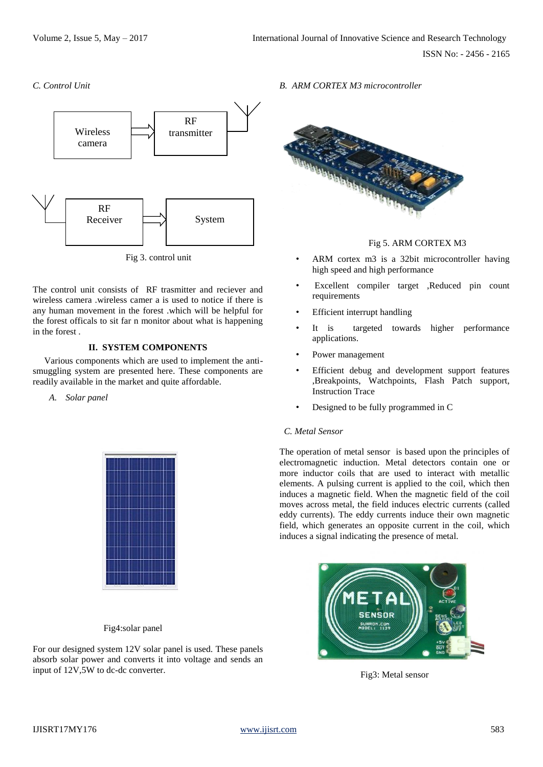*C. Control Unit*

Fig 3. control unit

The control unit consists of RF trasmitter and reciever and wireless camera .wireless camer a is used to notice if there is any human movement in the forest .which will be helpful for the forest officals to sit far n monitor about what is happening in the forest .

## II. SYSTEM COMPONENTS

Various components which are used to implement the anti-smuggling system are presented here. These components are readily available in the market and quite affordable.

*A. Solar panel*

Fig4:solar panel

For our designed system 12V solar panel is used. These panels absorb solar power and converts it into voltage and sends an input of 12V,5W to dc-dc converter.

*B. ARM CORTEX M3 microcontroller*

Fig 5. ARM CORTEX M3

- ARM cortex m3 is a 32bit microcontroller having high speed and high performance
- Excellent compiler target ,Reduced pin count requirements
- Efficient interrupt handling
- It is targeted towards higher performance applications.
- Power management
- Efficient debug and development support features ,Breakpoints, Watchpoints, Flash Patch support, Instruction Trace
- Designed to be fully programmed in C

*C. Metal Sensor*

The operation of metal sensor is based upon the principles of electromagnetic induction. Metal detectors contain one or more inductor coils that are used to interact with metallic elements. A pulsing current is applied to the coil, which then induces a magnetic field. When the magnetic field of the coil moves across metal, the field induces electric currents (called eddy currents). The eddy currents induce their own magnetic field, which generates an opposite current in the coil, which induces a signal indicating the presence of metal.

Fig3: Metal sensor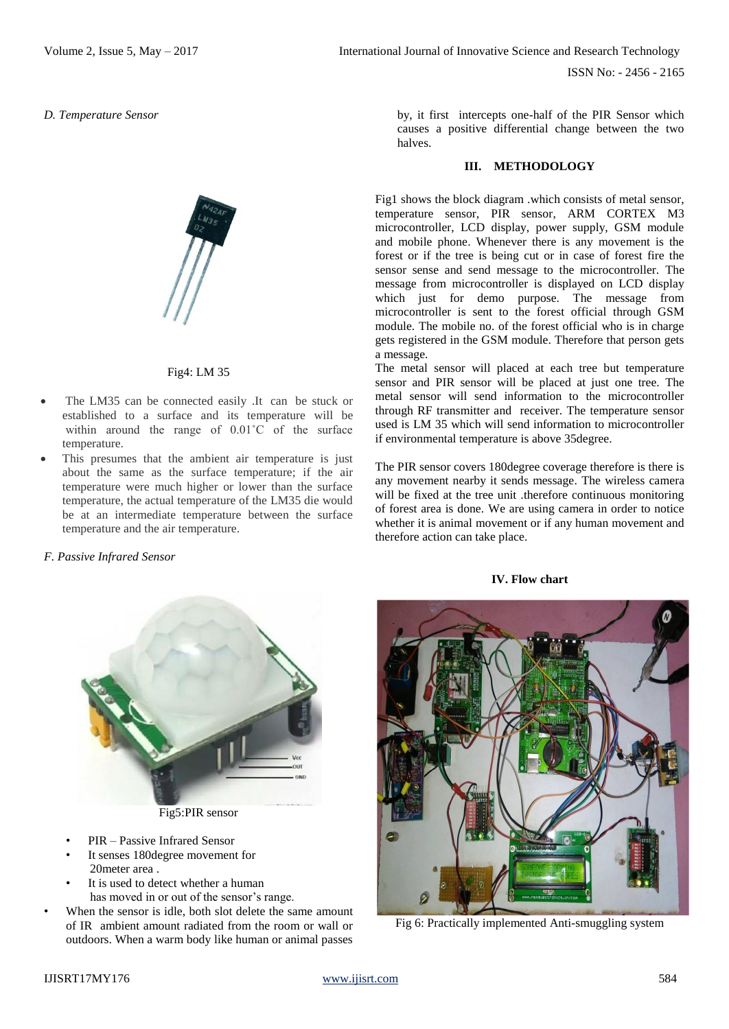*D. Temperature Sensor*

Fig4: LM 35

- The LM35 can be connected easily .It can be stuck or established to a surface and its temperature will be within around the range of 0.01˚C of the surface temperature.
- This presumes that the ambient air temperature is just about the same as the surface temperature; if the air temperature were much higher or lower than the surface temperature, the actual temperature of the LM35 die would be at an intermediate temperature between the surface temperature and the air temperature.

*F. Passive Infrared Sensor*

Fig5:PIR sensor

- PIR – Passive Infrared Sensor
- It senses 180degree movement for 20meter area .
- It is used to detect whether a human has moved in or out of the sensor's range.
- When the sensor is idle, both slot delete the same amount of IR ambient amount radiated from the room or wall or outdoors. When a warm body like human or animal passes by, it first intercepts one-half of the PIR Sensor which causes a positive differential change between the two halves.

## III. METHODOLOGY

Fig1 shows the block diagram .which consists of metal sensor, temperature sensor, PIR sensor, ARM CORTEX M3 microcontroller, LCD display, power supply, GSM module and mobile phone. Whenever there is any movement is the forest or if the tree is being cut or in case of forest fire the sensor sense and send message to the microcontroller. The message from microcontroller is displayed on LCD display which just for demo purpose. The message from microcontroller is sent to the forest official through GSM module. The mobile no. of the forest official who is in charge gets registered in the GSM module. Therefore that person gets a message.

The metal sensor will placed at each tree but temperature sensor and PIR sensor will be placed at just one tree. The metal sensor will send information to the microcontroller through RF transmitter and receiver. The temperature sensor used is LM 35 which will send information to microcontroller if environmental temperature is above 35degree.

The PIR sensor covers 180degree coverage therefore is there is any movement nearby it sends message. The wireless camera will be fixed at the tree unit .therefore continuous monitoring of forest area is done. We are using camera in order to notice whether it is animal movement or if any human movement and therefore action can take place.

## IV. Flow chart

Fig 6: Practically implemented Anti-smuggling system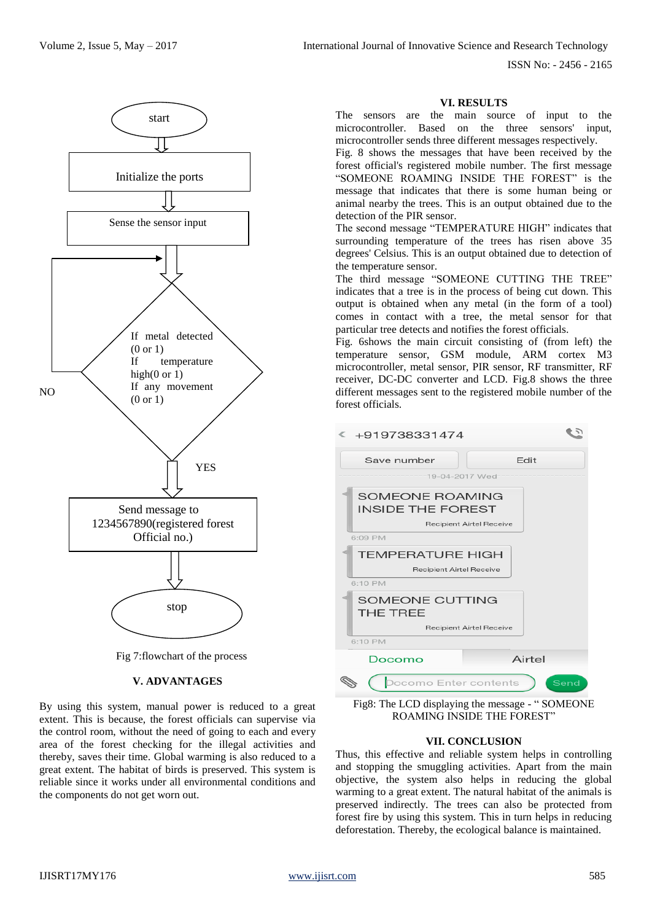Fig 7:flowchart of the process

## V. ADVANTAGES

By using this system, manual power is reduced to a great extent. This is because, the forest officials can supervise via the control room, without the need of going to each and every area of the forest checking for the illegal activities and thereby, saves their time. Global warming is also reduced to a great extent. The habitat of birds is preserved. This system is reliable since it works under all environmental conditions and the components do not get worn out.

## VI. RESULTS

The sensors are the main source of input to the microcontroller. Based on the three sensors' input, microcontroller sends three different messages respectively.

Fig. 8 shows the messages that have been received by the forest official's registered mobile number. The first message "SOMEONE ROAMING INSIDE THE FOREST" is the message that indicates that there is some human being or animal nearby the trees. This is an output obtained due to the detection of the PIR sensor.

The second message "TEMPERATURE HIGH" indicates that surrounding temperature of the trees has risen above 35 degrees' Celsius. This is an output obtained due to detection of the temperature sensor.

The third message "SOMEONE CUTTING THE TREE" indicates that a tree is in the process of being cut down. This output is obtained when any metal (in the form of a tool) comes in contact with a tree, the metal sensor for that particular tree detects and notifies the forest officials.

Fig. 6shows the main circuit consisting of (from left) the temperature sensor, GSM module, ARM cortex M3 microcontroller, metal sensor, PIR sensor, RF transmitter, RF receiver, DC-DC converter and LCD. Fig.8 shows the three different messages sent to the registered mobile number of the forest officials.

Fig8: The LCD displaying the message - " SOMEONE ROAMING INSIDE THE FOREST"

## VII. CONCLUSION

Thus, this effective and reliable system helps in controlling and stopping the smuggling activities. Apart from the main objective, the system also helps in reducing the global warming to a great extent. The natural habitat of the animals is preserved indirectly. The trees can also be protected from forest fire by using this system. This in turn helps in reducing deforestation. Thereby, the ecological balance is maintained.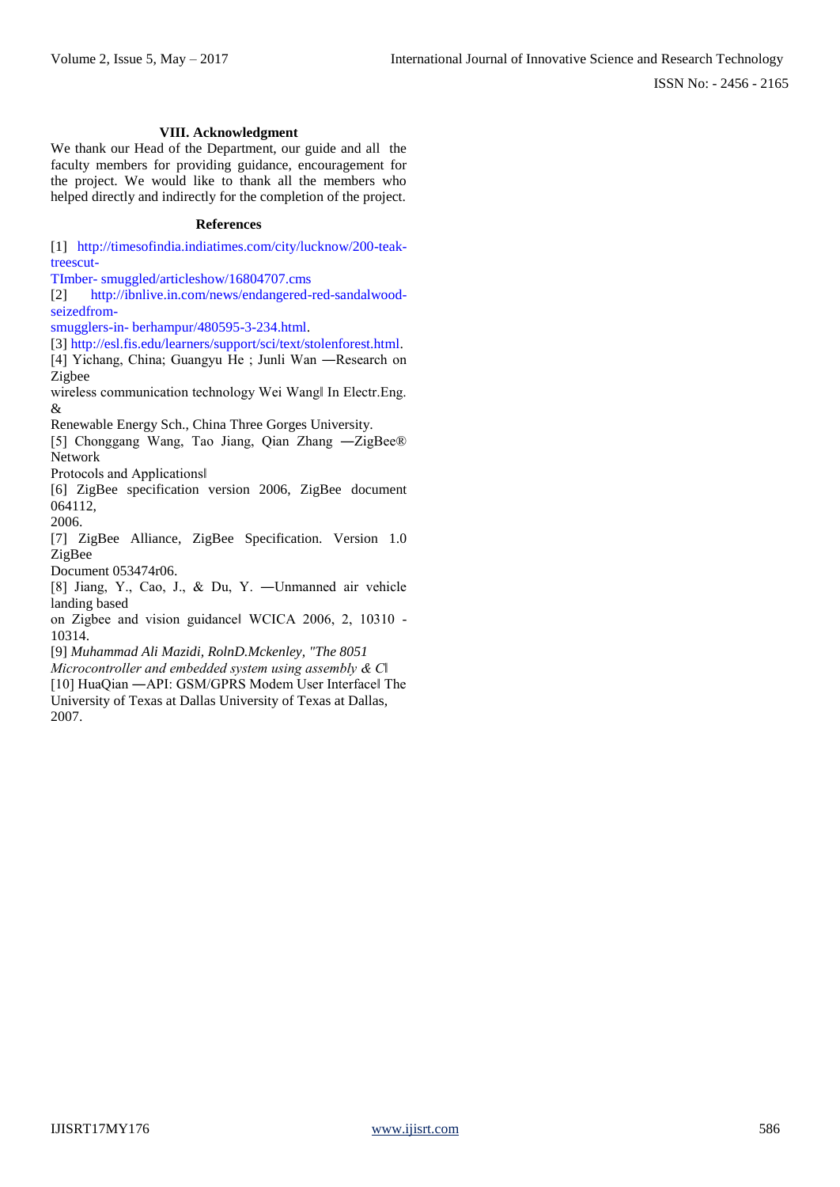## VIII. Acknowledgment

We thank our Head of the Department, our guide and all the faculty members for providing guidance, encouragement for the project. We would like to thank all the members who helped directly and indirectly for the completion of the project.

## References

[1] http://timesofindia.indiatimes.com/city/lucknow/200-teak-treescut-TImber- smuggled/articleshow/16804707.cms

[2] http://ibnlive.in.com/news/endangered-red-sandalwood-seizedfrom-smugglers-in- berhampur/480595-3-234.html.

[3] http://esl.fis.edu/learners/support/sci/text/stolenforest.html.

[4] Yichang, China; Guangyu He ; Junli Wan ―Research on Zigbee wireless communication technology Wei Wang‖ In Electr.Eng. & Renewable Energy Sch., China Three Gorges University.

[5] Chonggang Wang, Tao Jiang, Qian Zhang ―ZigBee® Network Protocols and Applications‖

[6] ZigBee specification version 2006, ZigBee document 064112, 2006.

[7] ZigBee Alliance, ZigBee Specification. Version 1.0 ZigBee Document 053474r06.

[8] Jiang, Y., Cao, J., & Du, Y. ―Unmanned air vehicle landing based on Zigbee and vision guidance‖ WCICA 2006, 2, 10310 - 10314.

[9] *Muhammad Ali Mazidi, RolnD.Mckenley, "The 8051 Microcontroller and embedded system using assembly & C‖*

[10] HuaQian ―API: GSM/GPRS Modem User Interface‖ The University of Texas at Dallas University of Texas at Dallas, 2007.